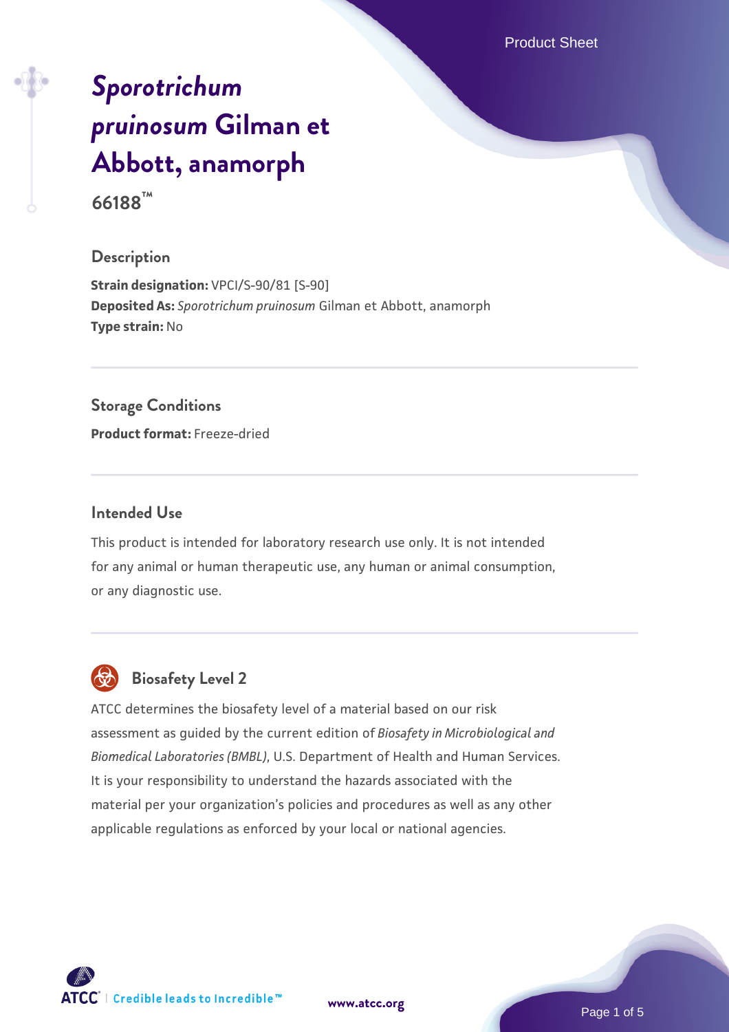# *Sporotrichum pruinosum* Gilman et Abbott, anamorph

**66188™**

## Description

**Strain designation:** VPCI/S-90/81 [S-90]
**Deposited As:** *Sporotrichum pruinosum* Gilman et Abbott, anamorph
**Type strain:** No

## Storage Conditions

**Product format:** Freeze-dried

## Intended Use

This product is intended for laboratory research use only. It is not intended for any animal or human therapeutic use, any human or animal consumption, or any diagnostic use.

## Biosafety Level 2

ATCC determines the biosafety level of a material based on our risk assessment as guided by the current edition of *Biosafety in Microbiological and Biomedical Laboratories (BMBL)*, U.S. Department of Health and Human Services. It is your responsibility to understand the hazards associated with the material per your organization's policies and procedures as well as any other applicable regulations as enforced by your local or national agencies.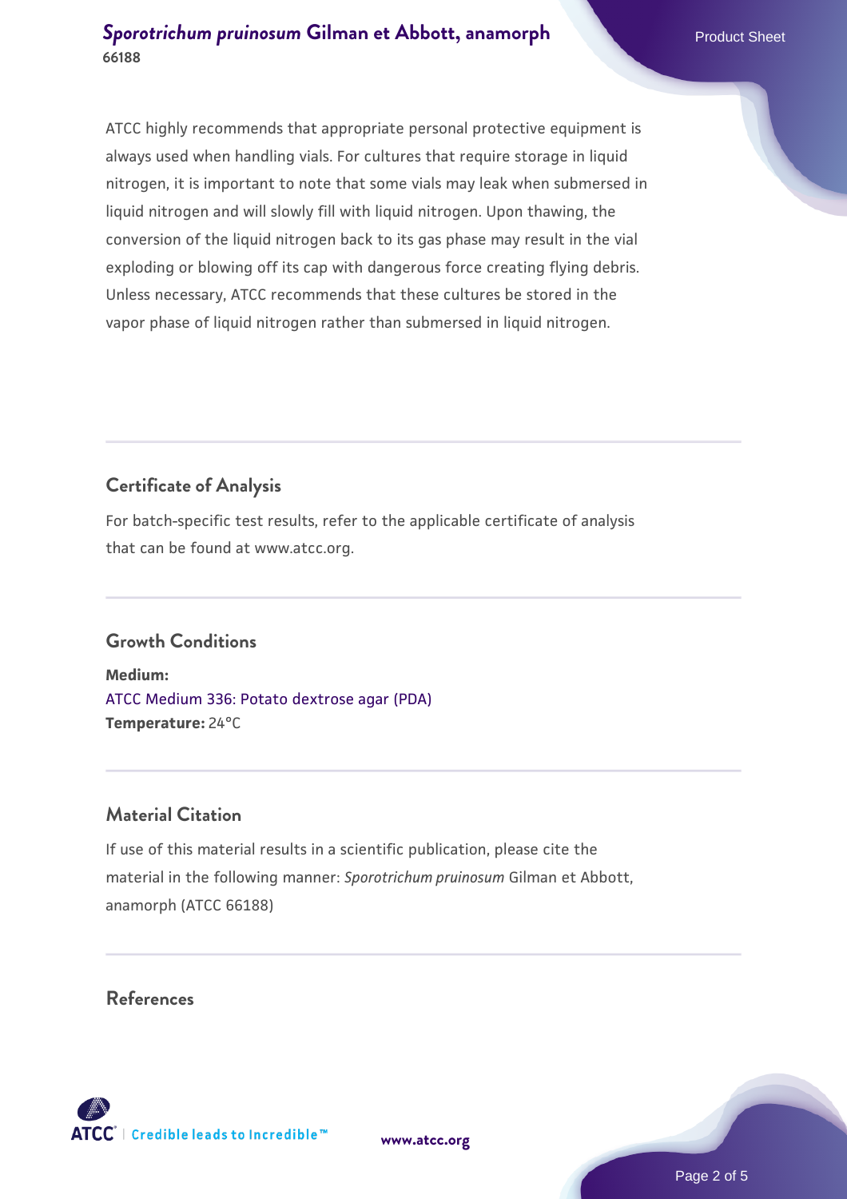ATCC highly recommends that appropriate personal protective equipment is always used when handling vials. For cultures that require storage in liquid nitrogen, it is important to note that some vials may leak when submersed in liquid nitrogen and will slowly fill with liquid nitrogen. Upon thawing, the conversion of the liquid nitrogen back to its gas phase may result in the vial exploding or blowing off its cap with dangerous force creating flying debris. Unless necessary, ATCC recommends that these cultures be stored in the vapor phase of liquid nitrogen rather than submersed in liquid nitrogen.

## Certificate of Analysis

For batch-specific test results, refer to the applicable certificate of analysis that can be found at www.atcc.org.

## Growth Conditions

**Medium:**
ATCC Medium 336: Potato dextrose agar (PDA)
**Temperature:** 24°C

## Material Citation

If use of this material results in a scientific publication, please cite the material in the following manner: *Sporotrichum pruinosum* Gilman et Abbott, anamorph (ATCC 66188)

## References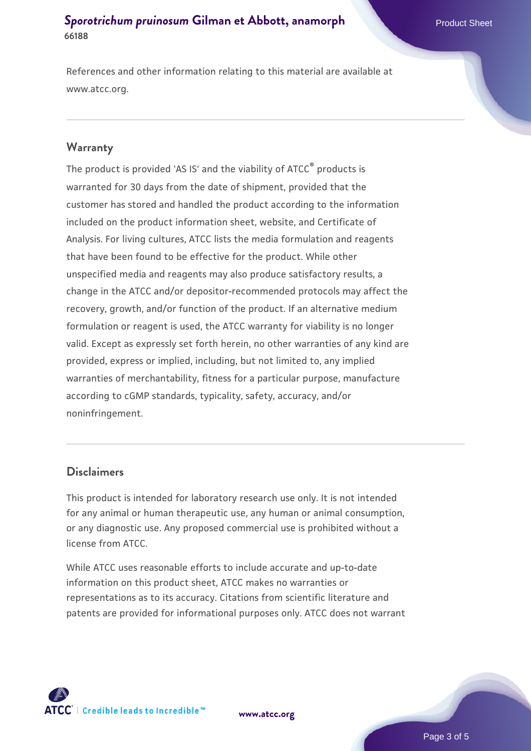References and other information relating to this material are available at www.atcc.org.

## Warranty

The product is provided 'AS IS' and the viability of ATCC® products is warranted for 30 days from the date of shipment, provided that the customer has stored and handled the product according to the information included on the product information sheet, website, and Certificate of Analysis. For living cultures, ATCC lists the media formulation and reagents that have been found to be effective for the product. While other unspecified media and reagents may also produce satisfactory results, a change in the ATCC and/or depositor-recommended protocols may affect the recovery, growth, and/or function of the product. If an alternative medium formulation or reagent is used, the ATCC warranty for viability is no longer valid. Except as expressly set forth herein, no other warranties of any kind are provided, express or implied, including, but not limited to, any implied warranties of merchantability, fitness for a particular purpose, manufacture according to cGMP standards, typicality, safety, accuracy, and/or noninfringement.

## Disclaimers

This product is intended for laboratory research use only. It is not intended for any animal or human therapeutic use, any human or animal consumption, or any diagnostic use. Any proposed commercial use is prohibited without a license from ATCC.

While ATCC uses reasonable efforts to include accurate and up-to-date information on this product sheet, ATCC makes no warranties or representations as to its accuracy. Citations from scientific literature and patents are provided for informational purposes only. ATCC does not warrant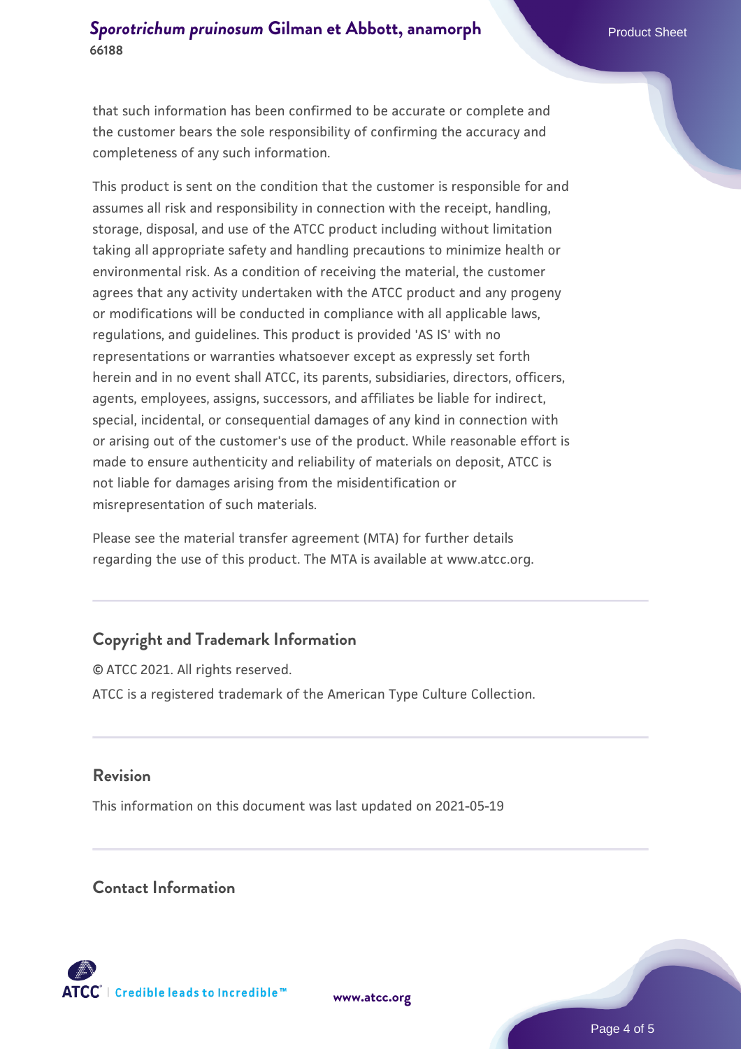that such information has been confirmed to be accurate or complete and the customer bears the sole responsibility of confirming the accuracy and completeness of any such information.

This product is sent on the condition that the customer is responsible for and assumes all risk and responsibility in connection with the receipt, handling, storage, disposal, and use of the ATCC product including without limitation taking all appropriate safety and handling precautions to minimize health or environmental risk. As a condition of receiving the material, the customer agrees that any activity undertaken with the ATCC product and any progeny or modifications will be conducted in compliance with all applicable laws, regulations, and guidelines. This product is provided 'AS IS' with no representations or warranties whatsoever except as expressly set forth herein and in no event shall ATCC, its parents, subsidiaries, directors, officers, agents, employees, assigns, successors, and affiliates be liable for indirect, special, incidental, or consequential damages of any kind in connection with or arising out of the customer's use of the product. While reasonable effort is made to ensure authenticity and reliability of materials on deposit, ATCC is not liable for damages arising from the misidentification or misrepresentation of such materials.

Please see the material transfer agreement (MTA) for further details regarding the use of this product. The MTA is available at www.atcc.org.

## Copyright and Trademark Information

© ATCC 2021. All rights reserved.

ATCC is a registered trademark of the American Type Culture Collection.

## Revision

This information on this document was last updated on 2021-05-19

## Contact Information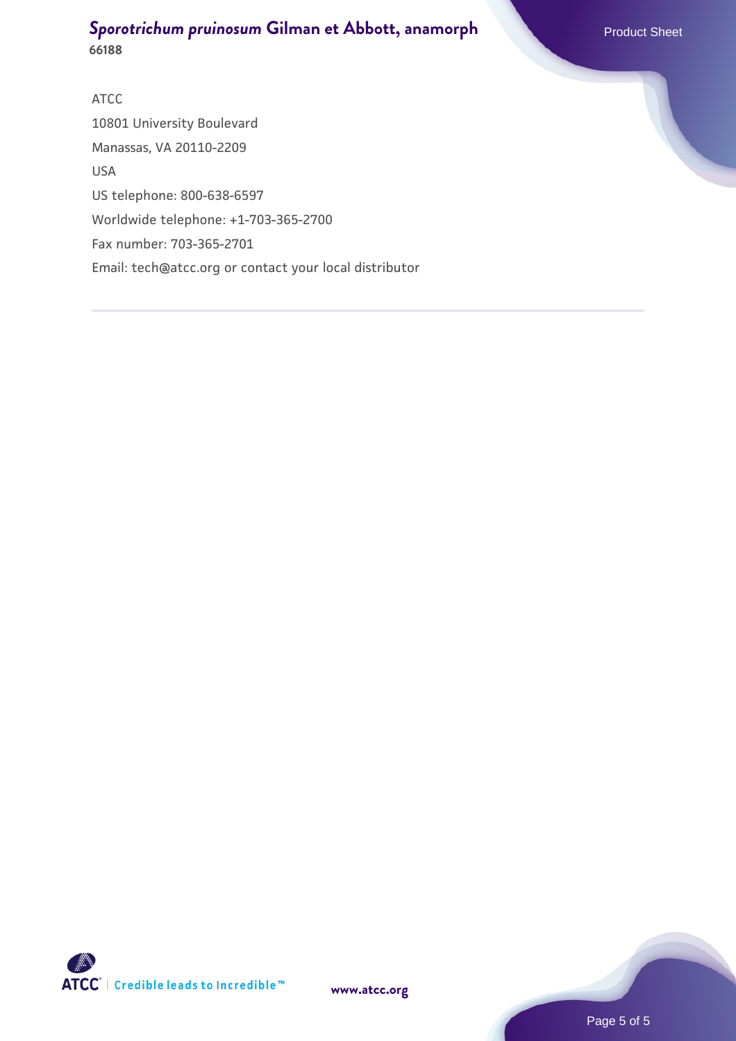ATCC

10801 University Boulevard

Manassas, VA 20110-2209

USA

US telephone: 800-638-6597

Worldwide telephone: +1-703-365-2700

Fax number: 703-365-2701

Email: tech@atcc.org or contact your local distributor